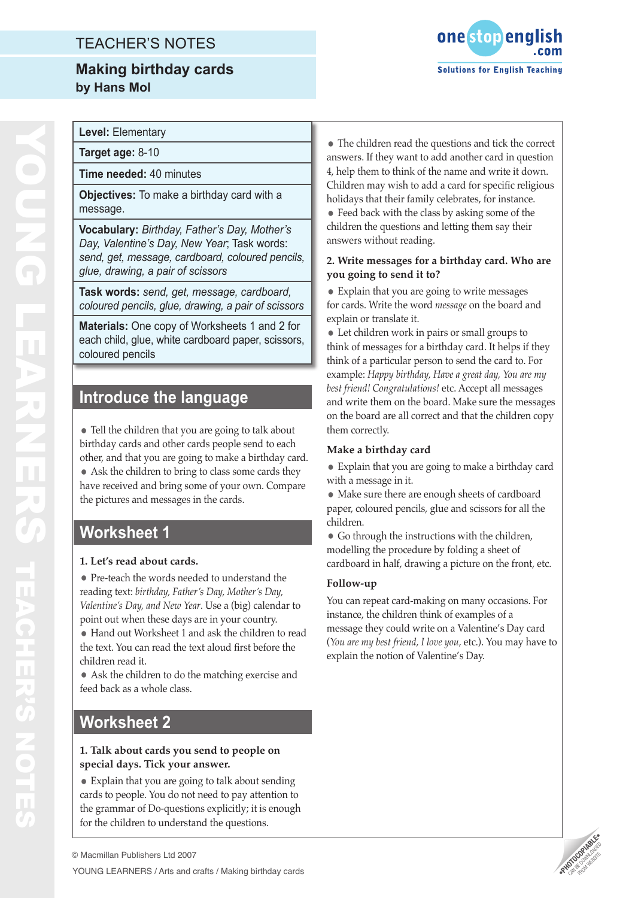# TEACHER'S NOTES

## Making birthday cards

**by Hans Mol**

| | |
|---|---|
| **Level:** Elementary | |
| **Target age:** 8-10 | |
| **Time needed:** 40 minutes | |
| **Objectives:** To make a birthday card with a message. | |
| **Vocabulary:** *Birthday, Father's Day, Mother's Day, Valentine's Day, New Year*; Task words: *send, get, message, cardboard, coloured pencils, glue, drawing, a pair of scissors* | |
| **Task words:** *send, get, message, cardboard, coloured pencils, glue, drawing, a pair of scissors* | |
| **Materials:** One copy of Worksheets 1 and 2 for each child, glue, white cardboard paper, scissors, coloured pencils | |

## Introduce the language

- Tell the children that you are going to talk about birthday cards and other cards people send to each other, and that you are going to make a birthday card.
- Ask the children to bring to class some cards they have received and bring some of your own. Compare the pictures and messages in the cards.

## Worksheet 1

**1. Let's read about cards.**

- Pre-teach the words needed to understand the reading text: *birthday, Father's Day, Mother's Day, Valentine's Day, and New Year*. Use a (big) calendar to point out when these days are in your country.
- Hand out Worksheet 1 and ask the children to read the text. You can read the text aloud first before the children read it.
- Ask the children to do the matching exercise and feed back as a whole class.

## Worksheet 2

**1. Talk about cards you send to people on special days. Tick your answer.**

- Explain that you are going to talk about sending cards to people. You do not need to pay attention to the grammar of Do-questions explicitly; it is enough for the children to understand the questions.
- The children read the questions and tick the correct answers. If they want to add another card in question 4, help them to think of the name and write it down. Children may wish to add a card for specific religious holidays that their family celebrates, for instance.
- Feed back with the class by asking some of the children the questions and letting them say their answers without reading.

**2. Write messages for a birthday card. Who are you going to send it to?**

- Explain that you are going to write messages for cards. Write the word *message* on the board and explain or translate it.
- Let children work in pairs or small groups to think of messages for a birthday card. It helps if they think of a particular person to send the card to. For example: *Happy birthday, Have a great day, You are my best friend! Congratulations!* etc. Accept all messages and write them on the board. Make sure the messages on the board are all correct and that the children copy them correctly.

**Make a birthday card**

- Explain that you are going to make a birthday card with a message in it.
- Make sure there are enough sheets of cardboard paper, coloured pencils, glue and scissors for all the children.
- Go through the instructions with the children, modelling the procedure by folding a sheet of cardboard in half, drawing a picture on the front, etc.

**Follow-up**

You can repeat card-making on many occasions. For instance, the children think of examples of a message they could write on a Valentine's Day card (*You are my best friend, I love you*, etc.). You may have to explain the notion of Valentine's Day.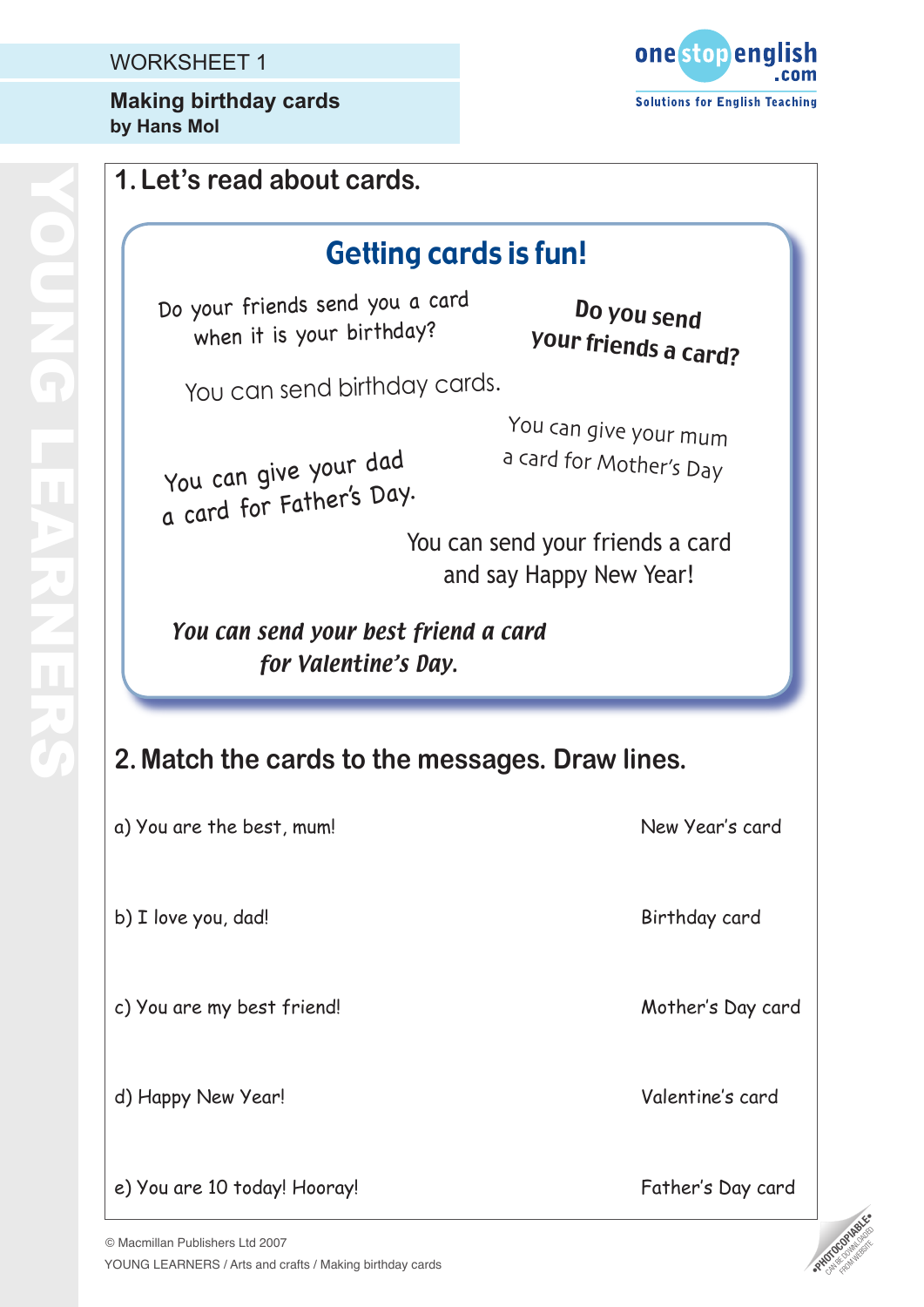WORKSHEET 1

**Making birthday cards**
**by Hans Mol**

## 1. Let's read about cards.

### Getting cards is fun!

Do your friends send you a card when it is your birthday?

**Do you send your friends a card?**

You can send birthday cards.

You can give your mum a card for Mother's Day

You can give your dad a card for Father's Day.

You can send your friends a card and say Happy New Year!

***You can send your best friend a card for Valentine's Day.***

## 2. Match the cards to the messages. Draw lines.

| | |
|---|---|
| a) You are the best, mum! | New Year's card |
| b) I love you, dad! | Birthday card |
| c) You are my best friend! | Mother's Day card |
| d) Happy New Year! | Valentine's card |
| e) You are 10 today! Hooray! | Father's Day card |

© Macmillan Publishers Ltd 2007
YOUNG LEARNERS / Arts and crafts / Making birthday cards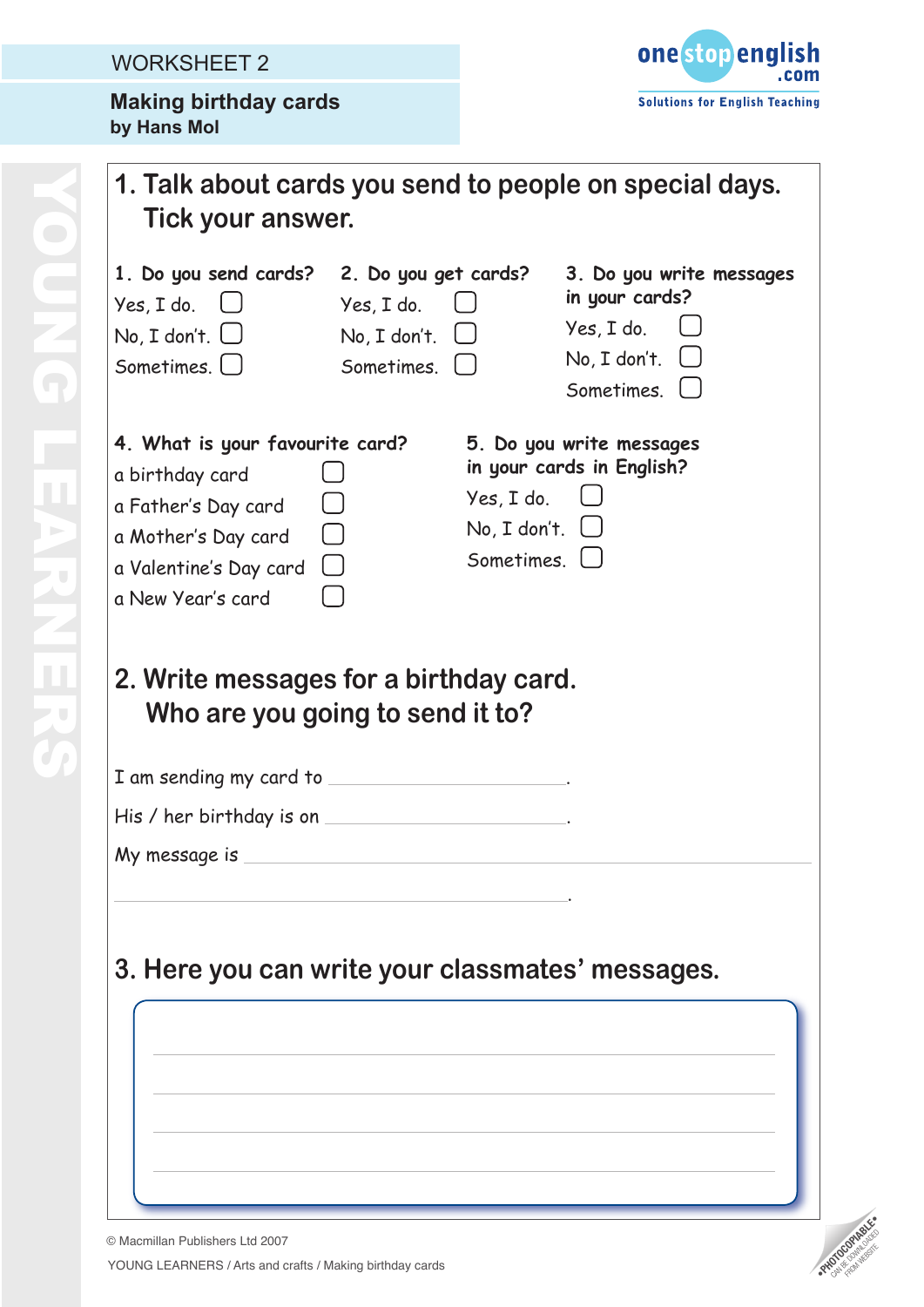WORKSHEET 2

## Making birthday cards

**by Hans Mol**

## 1. Talk about cards you send to people on special days. Tick your answer.

**1. Do you send cards?**

Yes, I do. ☐
No, I don't. ☐
Sometimes. ☐

**2. Do you get cards?**

Yes, I do. ☐
No, I don't. ☐
Sometimes. ☐

**3. Do you write messages in your cards?**

Yes, I do. ☐
No, I don't. ☐
Sometimes. ☐

**4. What is your favourite card?**

a birthday card ☐
a Father's Day card ☐
a Mother's Day card ☐
a Valentine's Day card ☐
a New Year's card ☐

**5. Do you write messages in your cards in English?**

Yes, I do. ☐
No, I don't. ☐
Sometimes. ☐

## 2. Write messages for a birthday card. Who are you going to send it to?

I am sending my card to ______________________________.

His / her birthday is on ______________________________.

My message is ____________________________________________

______________________________________________.

## 3. Here you can write your classmates' messages.

______________________________________________

______________________________________________

______________________________________________

______________________________________________

© Macmillan Publishers Ltd 2007